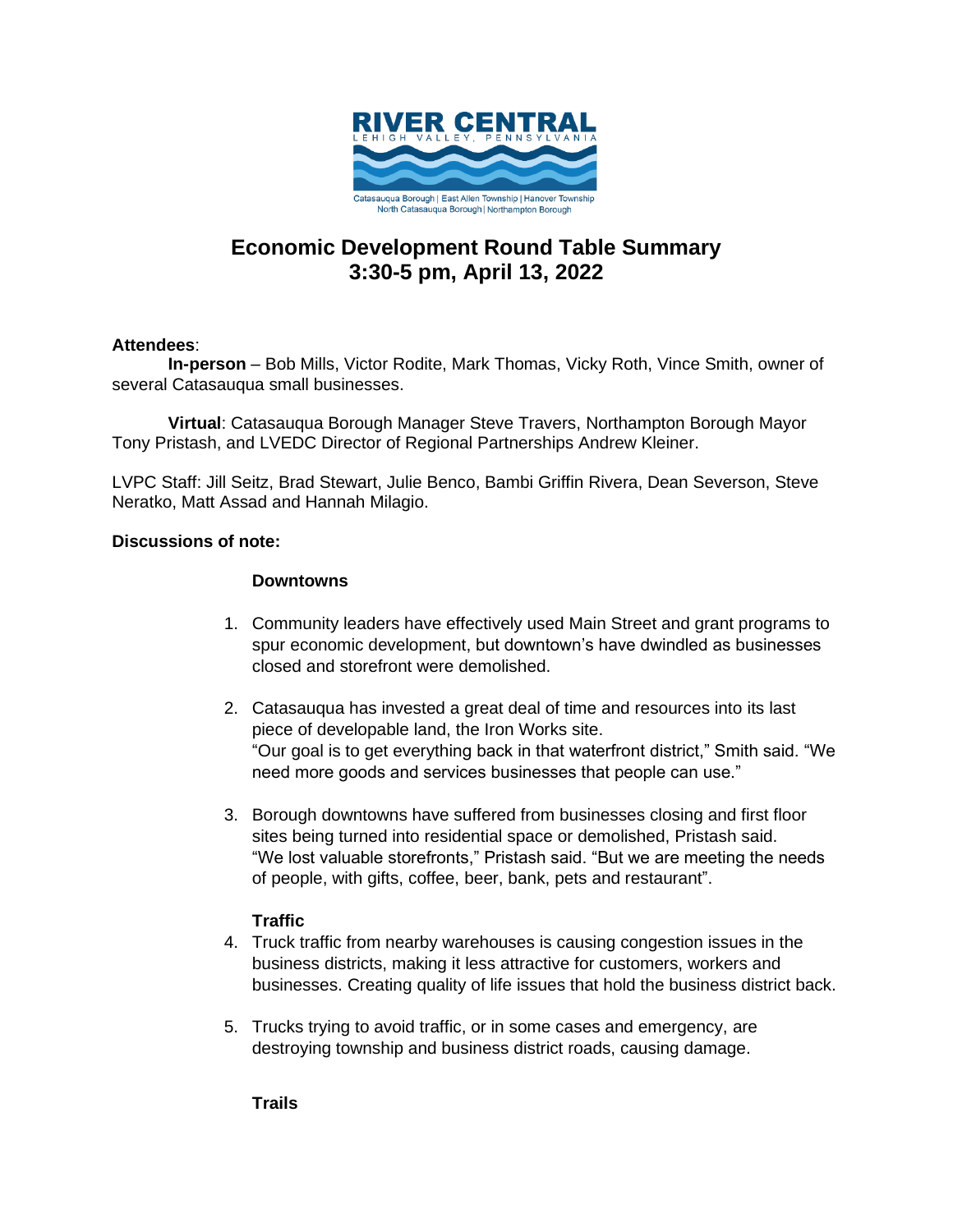RIVER CENTRAL
LEHIGH VALLEY, PENNSYLVANIA

Catasauqua Borough | East Allen Township | Hanover Township
North Catasauqua Borough | Northampton Borough

# Economic Development Round Table Summary
# 3:30-5 pm, April 13, 2022

**Attendees**:

**In-person** – Bob Mills, Victor Rodite, Mark Thomas, Vicky Roth, Vince Smith, owner of several Catasauqua small businesses.

**Virtual**: Catasauqua Borough Manager Steve Travers, Northampton Borough Mayor Tony Pristash, and LVEDC Director of Regional Partnerships Andrew Kleiner.

LVPC Staff: Jill Seitz, Brad Stewart, Julie Benco, Bambi Griffin Rivera, Dean Severson, Steve Neratko, Matt Assad and Hannah Milagio.

**Discussions of note:**

**Downtowns**

1. Community leaders have effectively used Main Street and grant programs to spur economic development, but downtown's have dwindled as businesses closed and storefront were demolished.
2. Catasauqua has invested a great deal of time and resources into its last piece of developable land, the Iron Works site.
   "Our goal is to get everything back in that waterfront district," Smith said. "We need more goods and services businesses that people can use."
3. Borough downtowns have suffered from businesses closing and first floor sites being turned into residential space or demolished, Pristash said. "We lost valuable storefronts," Pristash said. "But we are meeting the needs of people, with gifts, coffee, beer, bank, pets and restaurant".

**Traffic**

4. Truck traffic from nearby warehouses is causing congestion issues in the business districts, making it less attractive for customers, workers and businesses. Creating quality of life issues that hold the business district back.
5. Trucks trying to avoid traffic, or in some cases and emergency, are destroying township and business district roads, causing damage.

**Trails**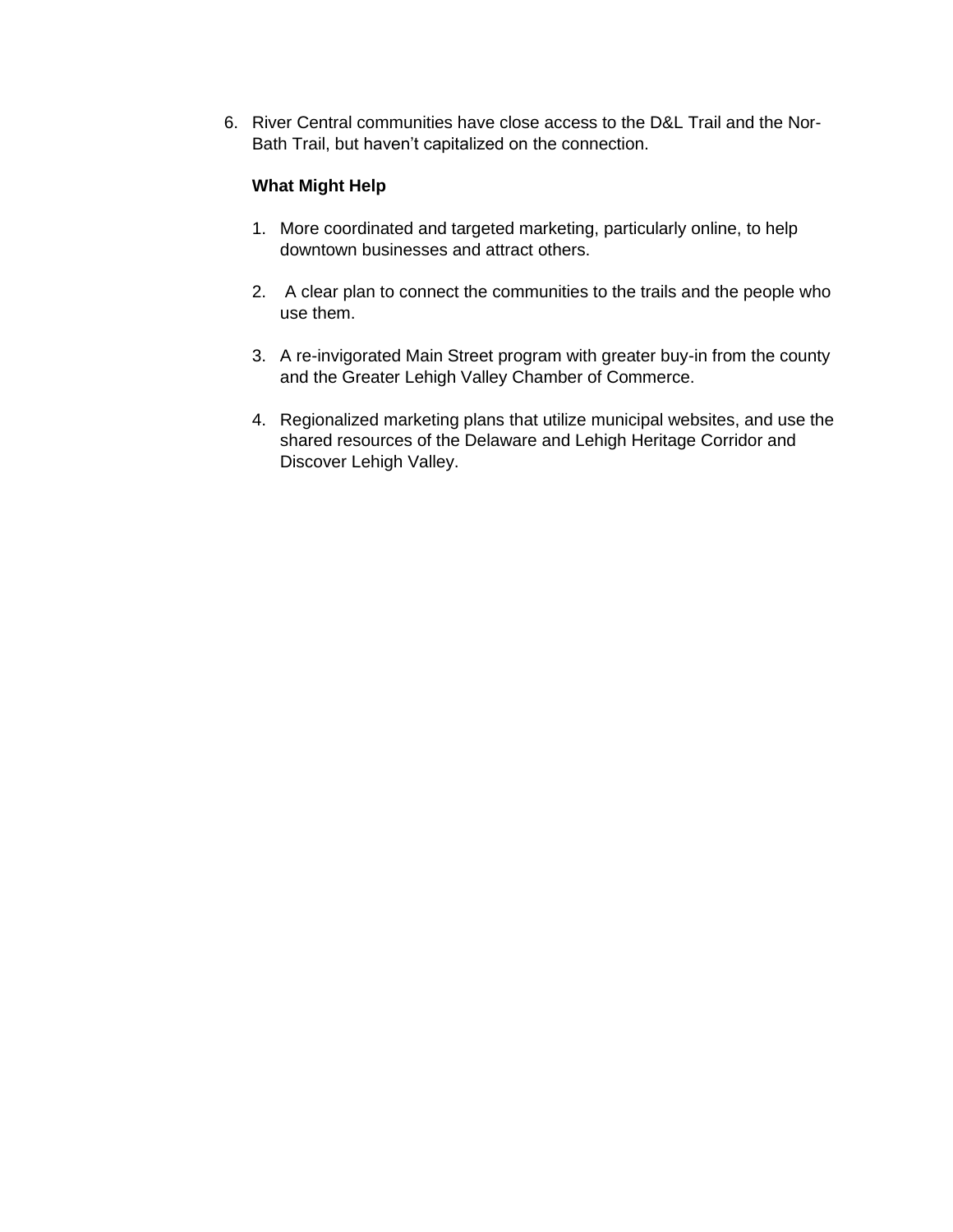6. River Central communities have close access to the D&L Trail and the Nor-Bath Trail, but haven't capitalized on the connection.

   **What Might Help**

   1. More coordinated and targeted marketing, particularly online, to help downtown businesses and attract others.

   2. A clear plan to connect the communities to the trails and the people who use them.

   3. A re-invigorated Main Street program with greater buy-in from the county and the Greater Lehigh Valley Chamber of Commerce.

   4. Regionalized marketing plans that utilize municipal websites, and use the shared resources of the Delaware and Lehigh Heritage Corridor and Discover Lehigh Valley.